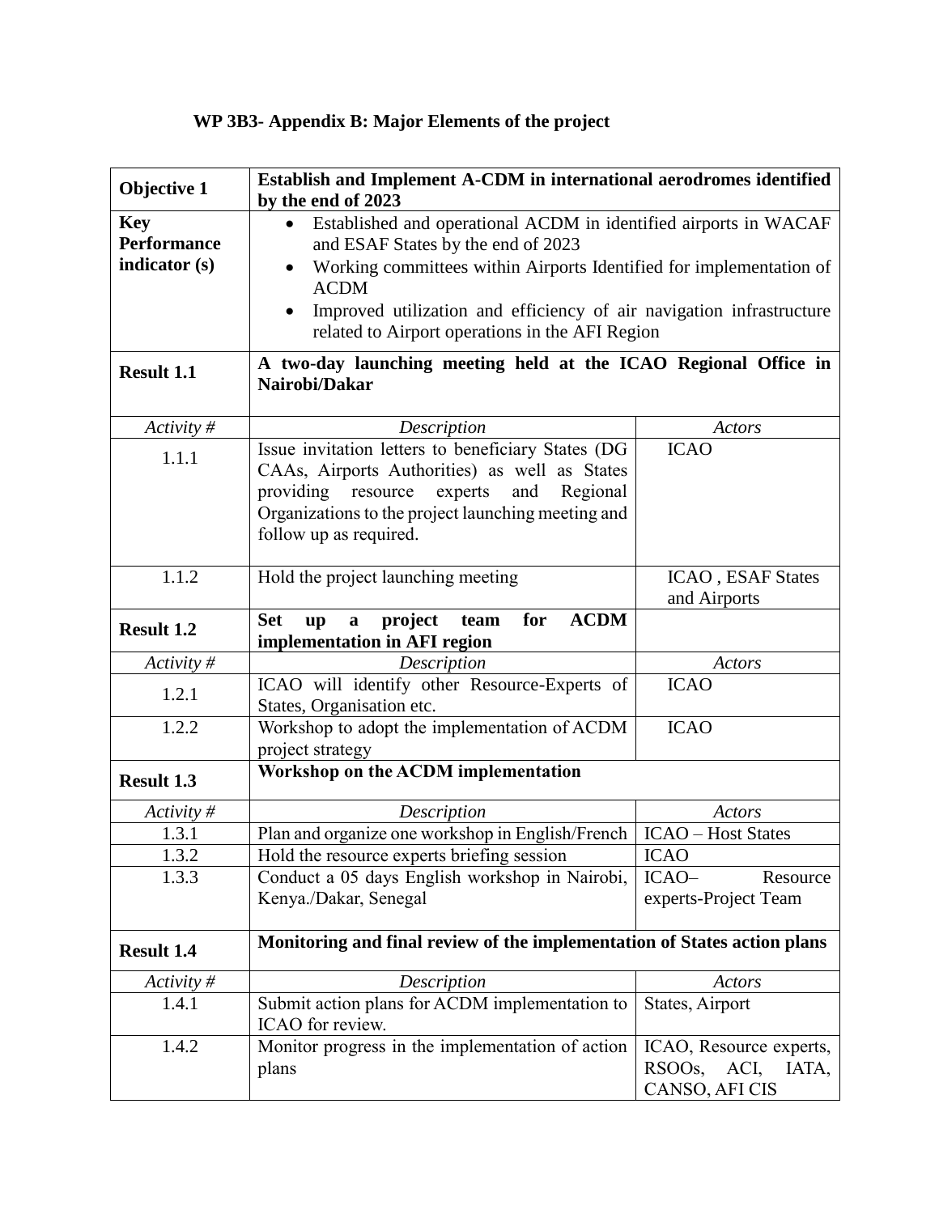**WP 3B3- Appendix B: Major Elements of the project**

| **Objective 1** | **Establish and Implement A-CDM in international aerodromes identified by the end of 2023** | |
|---|---|---|
| **Key Performance indicator (s)** | • Established and operational ACDM in identified airports in WACAF and ESAF States by the end of 2023<br>• Working committees within Airports Identified for implementation of ACDM<br>• Improved utilization and efficiency of air navigation infrastructure related to Airport operations in the AFI Region | |
| **Result 1.1** | **A two-day launching meeting held at the ICAO Regional Office in Nairobi/Dakar** | |
| *Activity #* | *Description* | *Actors* |
| 1.1.1 | Issue invitation letters to beneficiary States (DG CAAs, Airports Authorities) as well as States providing resource experts and Regional Organizations to the project launching meeting and follow up as required. | ICAO |
| 1.1.2 | Hold the project launching meeting | ICAO , ESAF States and Airports |
| **Result 1.2** | **Set up a project team for ACDM implementation in AFI region** | |
| *Activity #* | *Description* | *Actors* |
| 1.2.1 | ICAO will identify other Resource-Experts of States, Organisation etc. | ICAO |
| 1.2.2 | Workshop to adopt the implementation of ACDM project strategy | ICAO |
| **Result 1.3** | **Workshop on the ACDM implementation** | |
| *Activity #* | *Description* | *Actors* |
| 1.3.1 | Plan and organize one workshop in English/French | ICAO – Host States |
| 1.3.2 | Hold the resource experts briefing session | ICAO |
| 1.3.3 | Conduct a 05 days English workshop in Nairobi, Kenya./Dakar, Senegal | ICAO– Resource experts-Project Team |
| **Result 1.4** | **Monitoring and final review of the implementation of States action plans** | |
| *Activity #* | *Description* | *Actors* |
| 1.4.1 | Submit action plans for ACDM implementation to ICAO for review. | States, Airport |
| 1.4.2 | Monitor progress in the implementation of action plans | ICAO, Resource experts, RSOOs, ACI, IATA, CANSO, AFI CIS |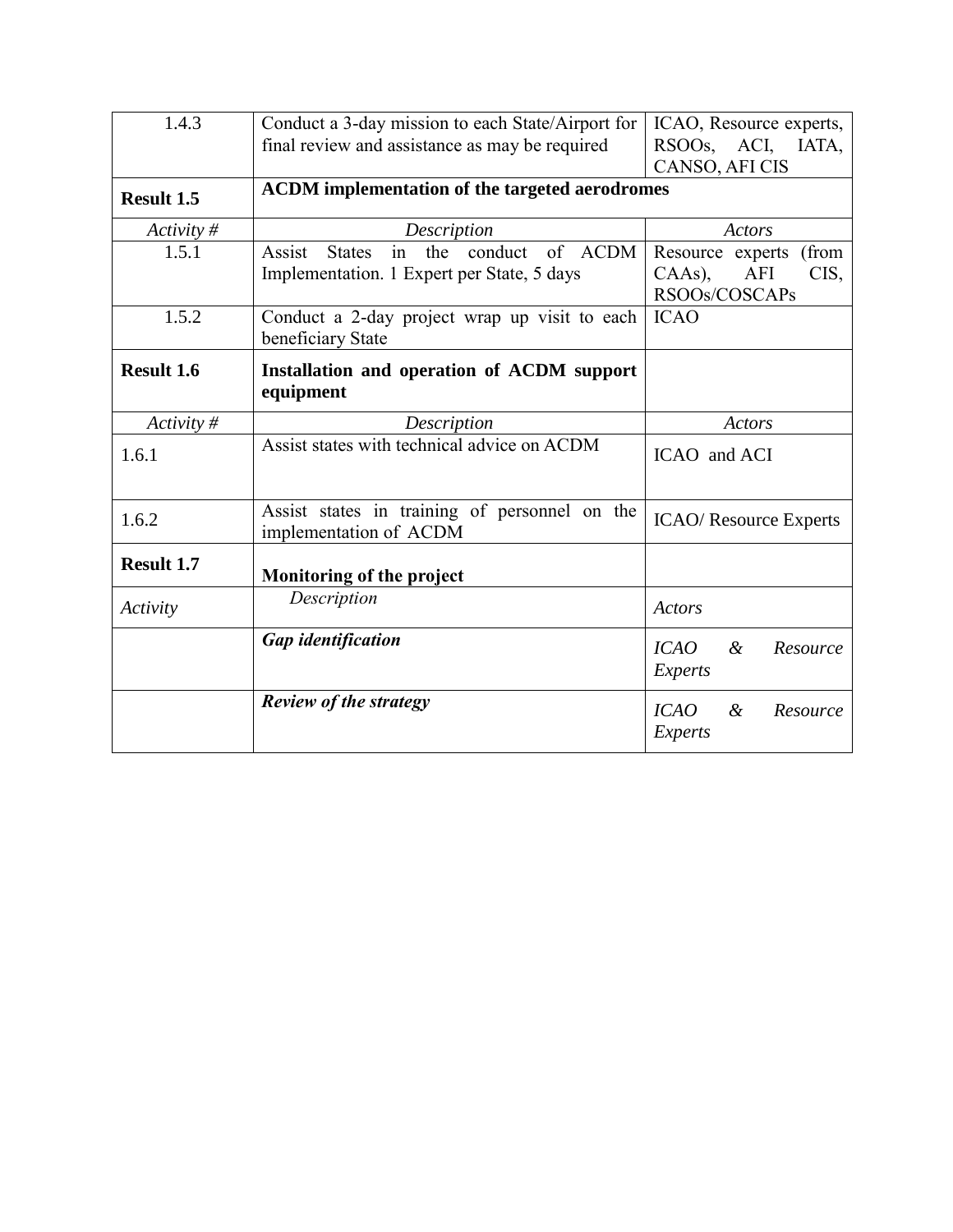| | | |
|---|---|---|
| 1.4.3 | Conduct a 3-day mission to each State/Airport for final review and assistance as may be required | ICAO, Resource experts, RSOOs, ACI, IATA, CANSO, AFI CIS |
| **Result 1.5** | **ACDM implementation of the targeted aerodromes** | |
| *Activity #* | *Description* | *Actors* |
| 1.5.1 | Assist States in the conduct of ACDM Implementation. 1 Expert per State, 5 days | Resource experts (from CAAs), AFI CIS, RSOOs/COSCAPs |
| 1.5.2 | Conduct a 2-day project wrap up visit to each beneficiary State | ICAO |
| **Result 1.6** | **Installation and operation of ACDM support equipment** | |
| *Activity #* | *Description* | *Actors* |
| 1.6.1 | Assist states with technical advice on ACDM | ICAO and ACI |
| 1.6.2 | Assist states in training of personnel on the implementation of ACDM | ICAO/ Resource Experts |
| **Result 1.7** | **Monitoring of the project** | |
| *Activity* | *Description* | *Actors* |
| | ***Gap identification*** | *ICAO & Resource Experts* |
| | ***Review of the strategy*** | *ICAO & Resource Experts* |